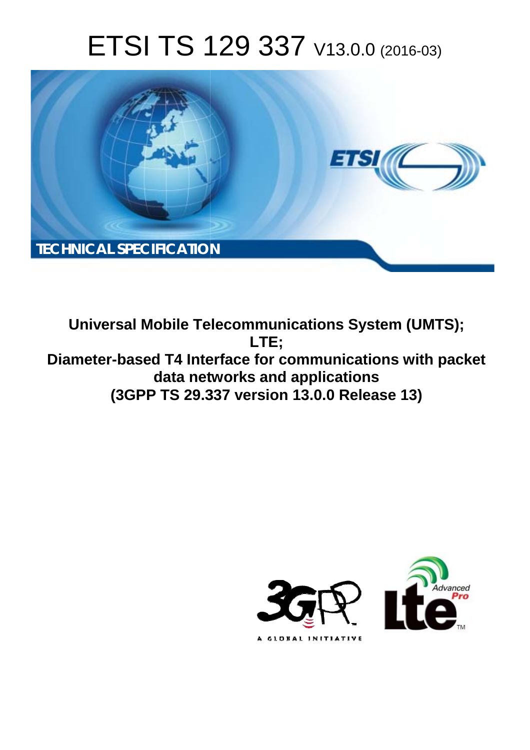# ETSI TS 129 337 V13.0.0 (2016-03)

TECHNICAL SPECIFICATION

**Universal Mobile Telecommunications System (UMTS); LTE; Diameter-based T4 Interface for communications with packet data networks and applications (3GPP TS 29.337 version 13.0.0 Release 13)**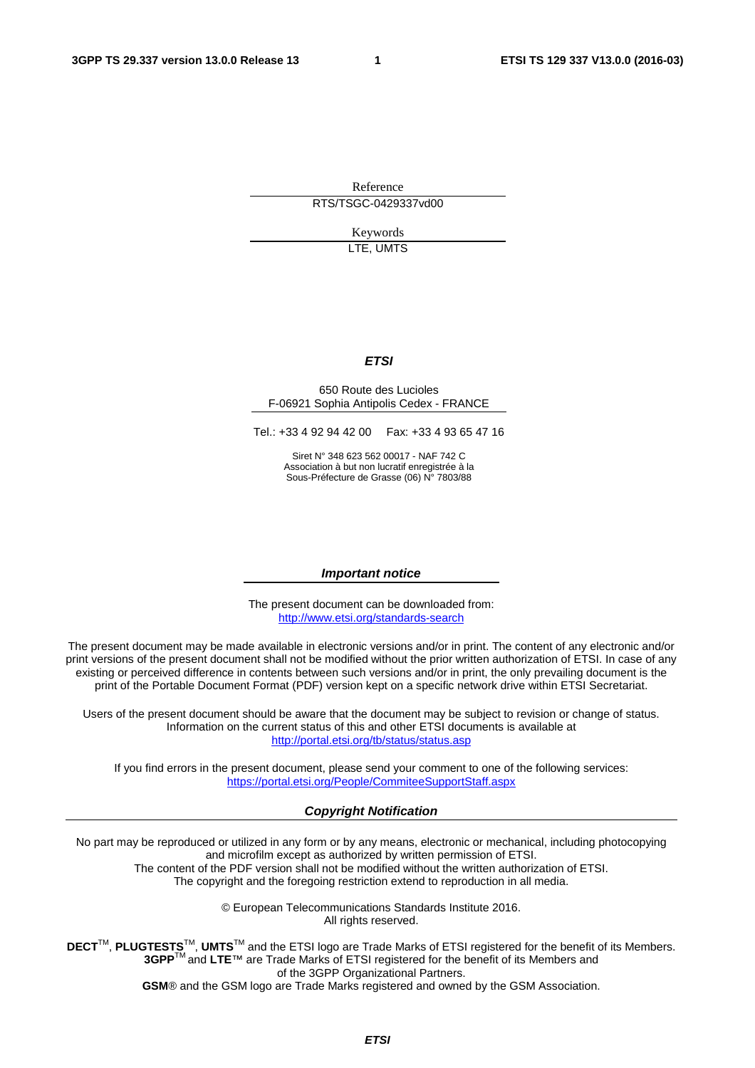Reference

RTS/TSGC-0429337vd00

Keywords

LTE, UMTS

***ETSI***

650 Route des Lucioles
F-06921 Sophia Antipolis Cedex - FRANCE

Tel.: +33 4 92 94 42 00 Fax: +33 4 93 65 47 16

Siret N° 348 623 562 00017 - NAF 742 C
Association à but non lucratif enregistrée à la
Sous-Préfecture de Grasse (06) N° 7803/88

***Important notice***

The present document can be downloaded from:
http://www.etsi.org/standards-search

The present document may be made available in electronic versions and/or in print. The content of any electronic and/or print versions of the present document shall not be modified without the prior written authorization of ETSI. In case of any existing or perceived difference in contents between such versions and/or in print, the only prevailing document is the print of the Portable Document Format (PDF) version kept on a specific network drive within ETSI Secretariat.

Users of the present document should be aware that the document may be subject to revision or change of status. Information on the current status of this and other ETSI documents is available at
http://portal.etsi.org/tb/status/status.asp

If you find errors in the present document, please send your comment to one of the following services:
https://portal.etsi.org/People/CommiteeSupportStaff.aspx

***Copyright Notification***

No part may be reproduced or utilized in any form or by any means, electronic or mechanical, including photocopying and microfilm except as authorized by written permission of ETSI.
The content of the PDF version shall not be modified without the written authorization of ETSI.
The copyright and the foregoing restriction extend to reproduction in all media.

© European Telecommunications Standards Institute 2016.
All rights reserved.

**DECT**™, **PLUGTESTS**™, **UMTS**™ and the ETSI logo are Trade Marks of ETSI registered for the benefit of its Members.
**3GPP**™ and **LTE**™ are Trade Marks of ETSI registered for the benefit of its Members and of the 3GPP Organizational Partners.
**GSM**® and the GSM logo are Trade Marks registered and owned by the GSM Association.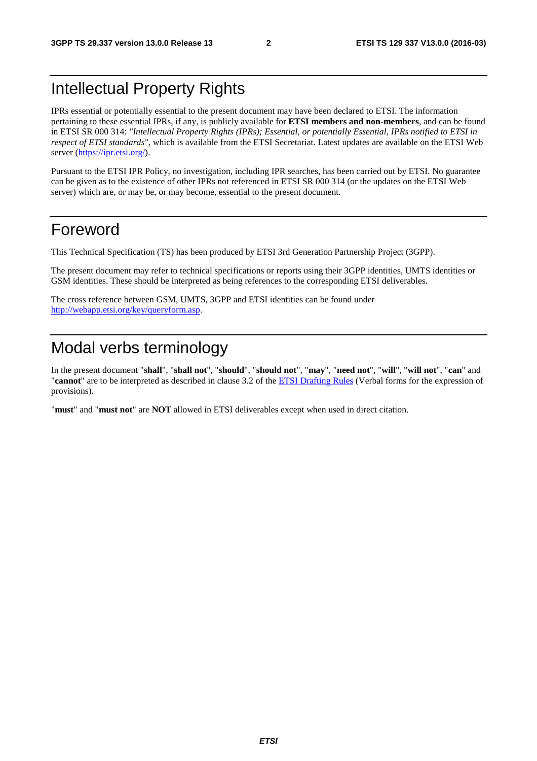# Intellectual Property Rights

IPRs essential or potentially essential to the present document may have been declared to ETSI. The information pertaining to these essential IPRs, if any, is publicly available for **ETSI members and non-members**, and can be found in ETSI SR 000 314: *"Intellectual Property Rights (IPRs); Essential, or potentially Essential, IPRs notified to ETSI in respect of ETSI standards"*, which is available from the ETSI Secretariat. Latest updates are available on the ETSI Web server (https://ipr.etsi.org/).

Pursuant to the ETSI IPR Policy, no investigation, including IPR searches, has been carried out by ETSI. No guarantee can be given as to the existence of other IPRs not referenced in ETSI SR 000 314 (or the updates on the ETSI Web server) which are, or may be, or may become, essential to the present document.

# Foreword

This Technical Specification (TS) has been produced by ETSI 3rd Generation Partnership Project (3GPP).

The present document may refer to technical specifications or reports using their 3GPP identities, UMTS identities or GSM identities. These should be interpreted as being references to the corresponding ETSI deliverables.

The cross reference between GSM, UMTS, 3GPP and ETSI identities can be found under http://webapp.etsi.org/key/queryform.asp.

# Modal verbs terminology

In the present document "**shall**", "**shall not**", "**should**", "**should not**", "**may**", "**need not**", "**will**", "**will not**", "**can**" and "**cannot**" are to be interpreted as described in clause 3.2 of the ETSI Drafting Rules (Verbal forms for the expression of provisions).

"**must**" and "**must not**" are **NOT** allowed in ETSI deliverables except when used in direct citation.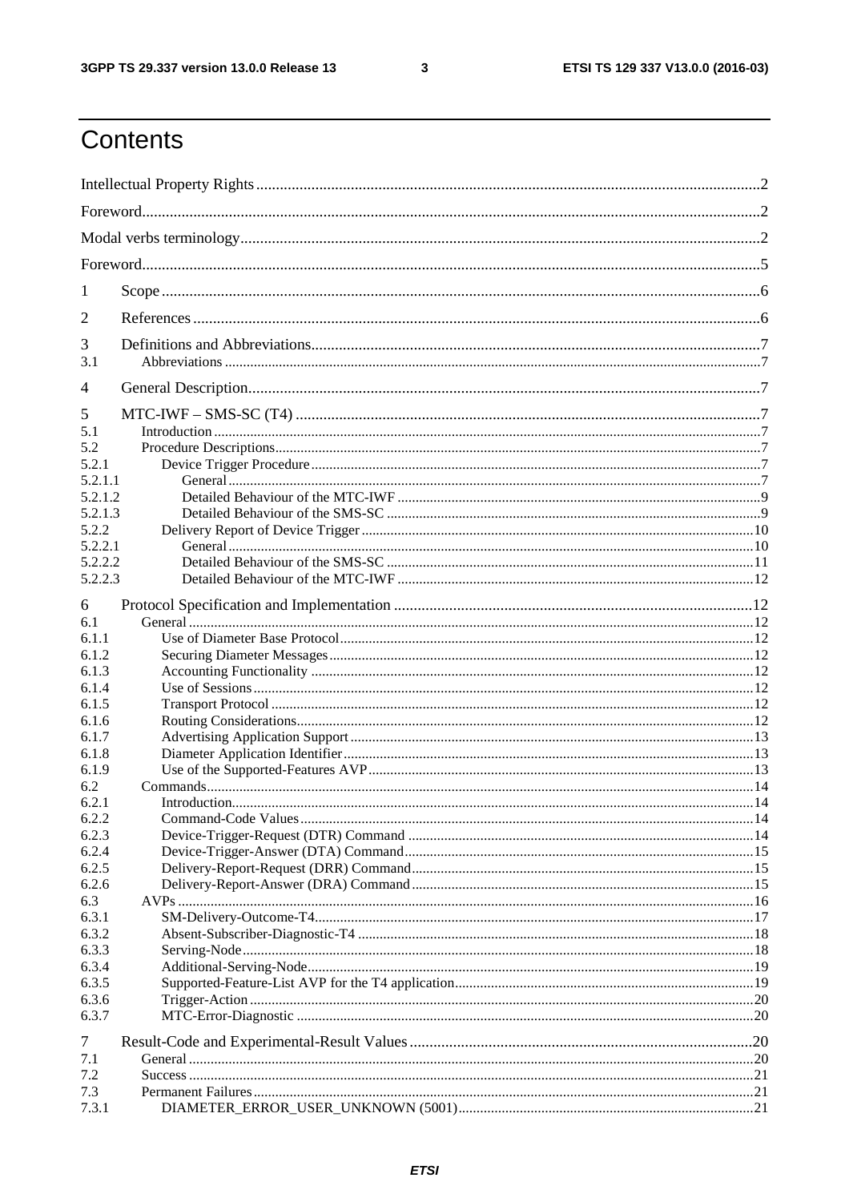# Contents

Intellectual Property Rights ....................................................................................................................2

Foreword....................................................................................................................................................2

Modal verbs terminology...........................................................................................................................2

Foreword....................................................................................................................................................5

1 Scope ......................................................................................................................................................6

2 References ..............................................................................................................................................6

3 Definitions and Abbreviations.................................................................................................................7

3.1 Abbreviations ......................................................................................................................................7

4 General Description.................................................................................................................................7

5 MTC-IWF – SMS-SC (T4) .....................................................................................................................7

5.1 Introduction .........................................................................................................................................7

5.2 Procedure Descriptions.........................................................................................................................7

5.2.1 Device Trigger Procedure ..................................................................................................................7

5.2.1.1 General ..........................................................................................................................................7

5.2.1.2 Detailed Behaviour of the MTC-IWF .............................................................................................9

5.2.1.3 Detailed Behaviour of the SMS-SC ................................................................................................9

5.2.2 Delivery Report of Device Trigger ...................................................................................................10

5.2.2.1 General ........................................................................................................................................10

5.2.2.2 Detailed Behaviour of the SMS-SC ..............................................................................................11

5.2.2.3 Detailed Behaviour of the MTC-IWF ...........................................................................................12

6 Protocol Specification and Implementation ..........................................................................................12

6.1 General ...............................................................................................................................................12

6.1.1 Use of Diameter Base Protocol .........................................................................................................12

6.1.2 Securing Diameter Messages ............................................................................................................12

6.1.3 Accounting Functionality .................................................................................................................12

6.1.4 Use of Sessions .................................................................................................................................12

6.1.5 Transport Protocol ............................................................................................................................12

6.1.6 Routing Considerations.....................................................................................................................12

6.1.7 Advertising Application Support .......................................................................................................13

6.1.8 Diameter Application Identifier ........................................................................................................13

6.1.9 Use of the Supported-Features AVP ..................................................................................................13

6.2 Commands...........................................................................................................................................14

6.2.1 Introduction.......................................................................................................................................14

6.2.2 Command-Code Values .....................................................................................................................14

6.2.3 Device-Trigger-Request (DTR) Command ........................................................................................14

6.2.4 Device-Trigger-Answer (DTA) Command.........................................................................................15

6.2.5 Delivery-Report-Request (DRR) Command.......................................................................................15

6.2.6 Delivery-Report-Answer (DRA) Command.......................................................................................15

6.3 AVPs ...................................................................................................................................................16

6.3.1 SM-Delivery-Outcome-T4.................................................................................................................17

6.3.2 Absent-Subscriber-Diagnostic-T4 .....................................................................................................18

6.3.3 Serving-Node.....................................................................................................................................18

6.3.4 Additional-Serving-Node...................................................................................................................19

6.3.5 Supported-Feature-List AVP for the T4 application...........................................................................19

6.3.6 Trigger-Action ...................................................................................................................................20

6.3.7 MTC-Error-Diagnostic ......................................................................................................................20

7 Result-Code and Experimental-Result Values.......................................................................................20

7.1 General ...............................................................................................................................................20

7.2 Success ...............................................................................................................................................21

7.3 Permanent Failures .............................................................................................................................21

7.3.1 DIAMETER_ERROR_USER_UNKNOWN (5001).........................................................................21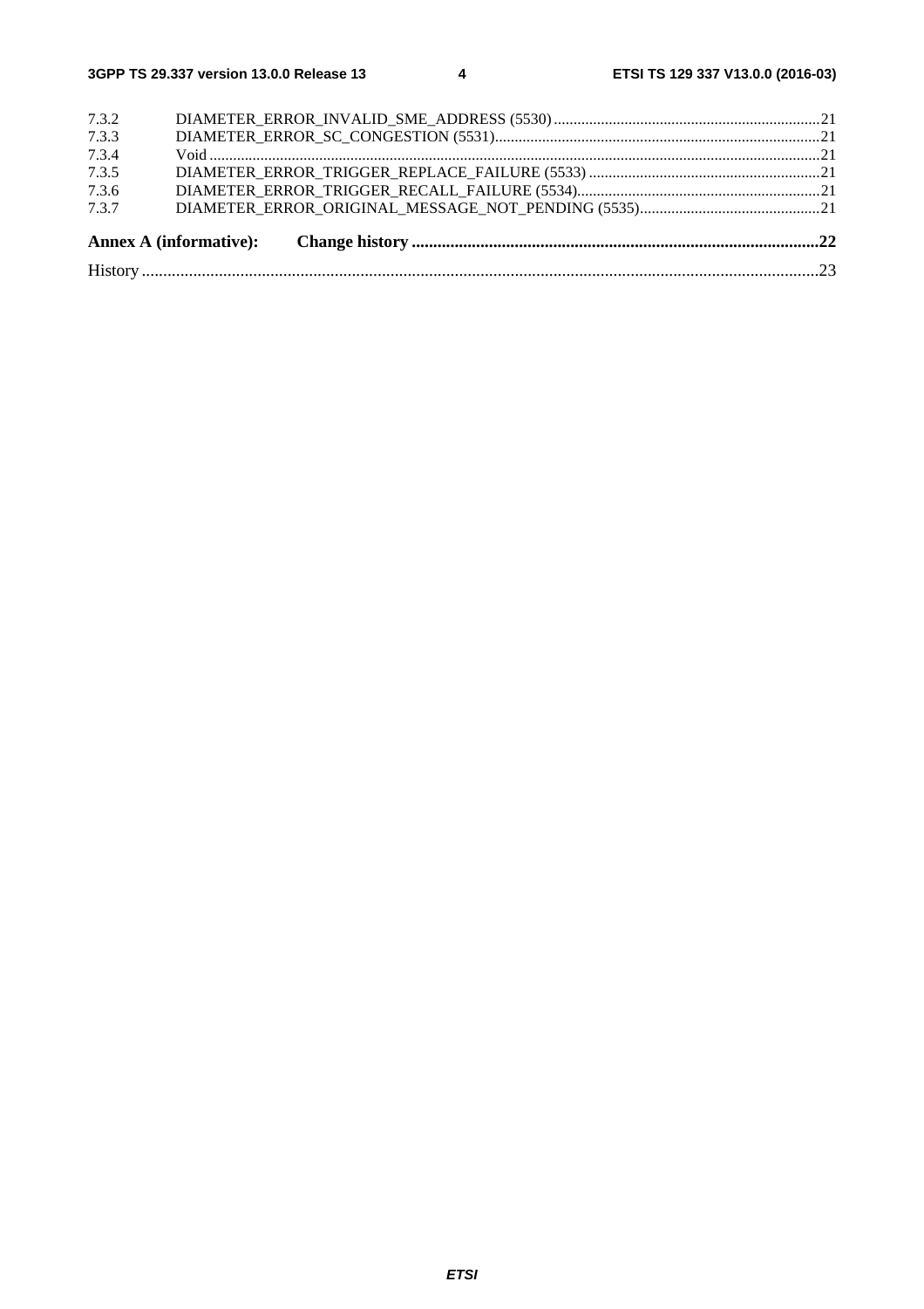7.3.2 DIAMETER_ERROR_INVALID_SME_ADDRESS (5530) ....................................................................21
7.3.3 DIAMETER_ERROR_SC_CONGESTION (5531)....................................................................................21
7.3.4 Void ...........................................................................................................................................................21
7.3.5 DIAMETER_ERROR_TRIGGER_REPLACE_FAILURE (5533) ...........................................................21
7.3.6 DIAMETER_ERROR_TRIGGER_RECALL_FAILURE (5534)..............................................................21
7.3.7 DIAMETER_ERROR_ORIGINAL_MESSAGE_NOT_PENDING (5535)..............................................21

**Annex A (informative): Change history ...............................................................................................22**

History .............................................................................................................................................................23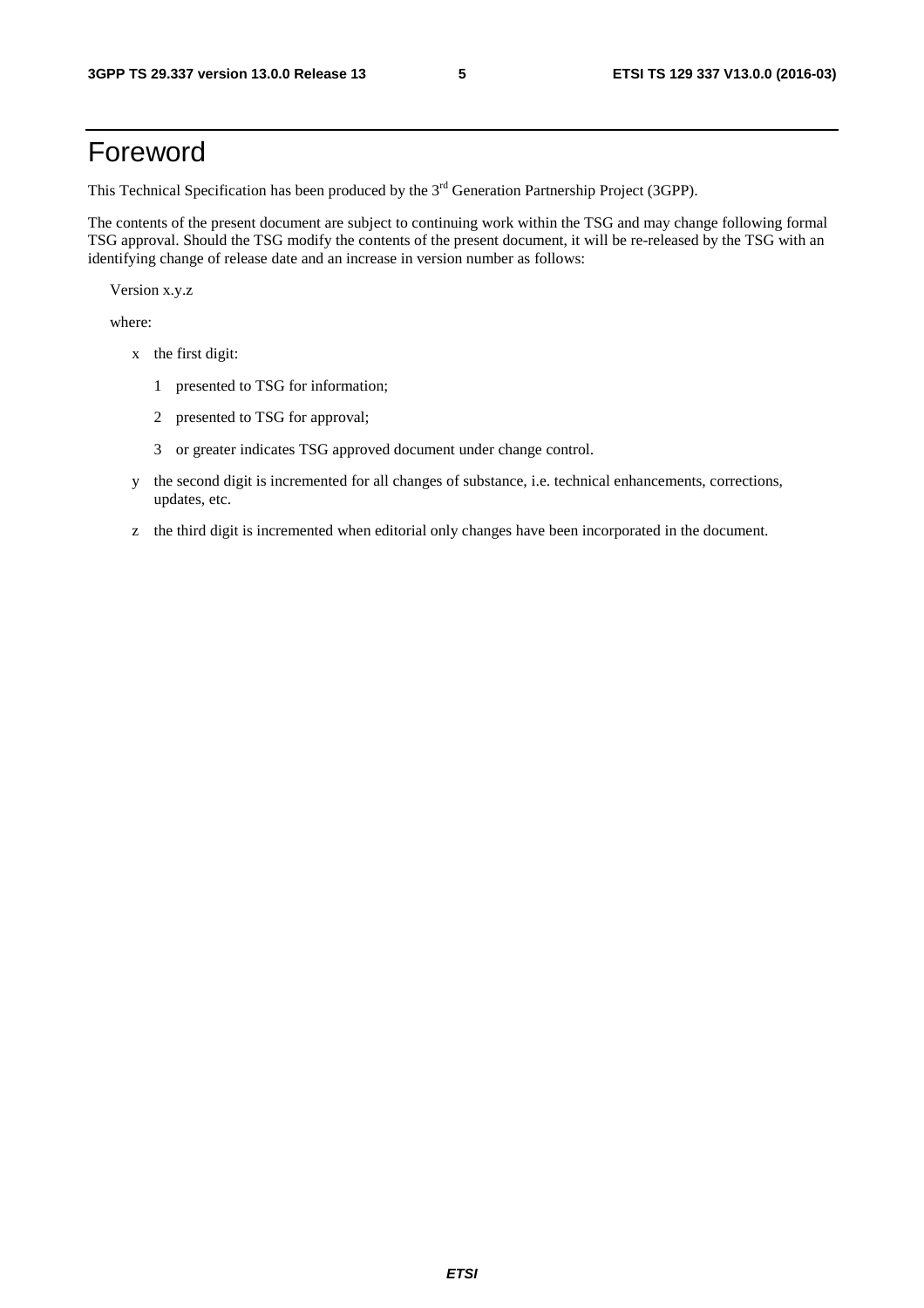# Foreword

This Technical Specification has been produced by the 3rd Generation Partnership Project (3GPP).

The contents of the present document are subject to continuing work within the TSG and may change following formal TSG approval. Should the TSG modify the contents of the present document, it will be re-released by the TSG with an identifying change of release date and an increase in version number as follows:

Version x.y.z

where:

- x the first digit:
  - 1 presented to TSG for information;
  - 2 presented to TSG for approval;
  - 3 or greater indicates TSG approved document under change control.
- y the second digit is incremented for all changes of substance, i.e. technical enhancements, corrections, updates, etc.
- z the third digit is incremented when editorial only changes have been incorporated in the document.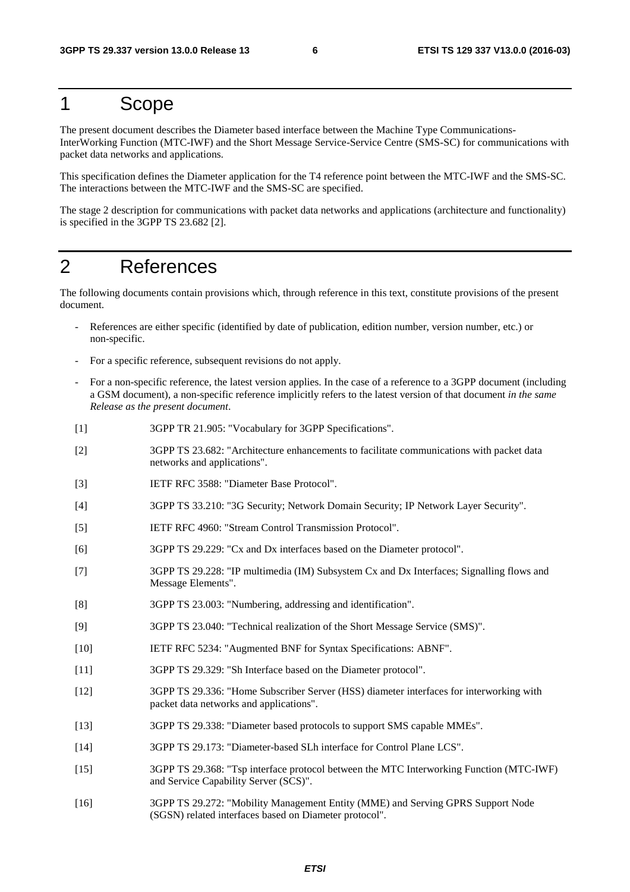# 1 Scope

The present document describes the Diameter based interface between the Machine Type Communications-InterWorking Function (MTC-IWF) and the Short Message Service-Service Centre (SMS-SC) for communications with packet data networks and applications.

This specification defines the Diameter application for the T4 reference point between the MTC-IWF and the SMS-SC. The interactions between the MTC-IWF and the SMS-SC are specified.

The stage 2 description for communications with packet data networks and applications (architecture and functionality) is specified in the 3GPP TS 23.682 [2].

# 2 References

The following documents contain provisions which, through reference in this text, constitute provisions of the present document.

- References are either specific (identified by date of publication, edition number, version number, etc.) or non-specific.
- For a specific reference, subsequent revisions do not apply.
- For a non-specific reference, the latest version applies. In the case of a reference to a 3GPP document (including a GSM document), a non-specific reference implicitly refers to the latest version of that document *in the same Release as the present document*.

[1] 3GPP TR 21.905: "Vocabulary for 3GPP Specifications".

[2] 3GPP TS 23.682: "Architecture enhancements to facilitate communications with packet data networks and applications".

[3] IETF RFC 3588: "Diameter Base Protocol".

[4] 3GPP TS 33.210: "3G Security; Network Domain Security; IP Network Layer Security".

[5] IETF RFC 4960: "Stream Control Transmission Protocol".

[6] 3GPP TS 29.229: "Cx and Dx interfaces based on the Diameter protocol".

[7] 3GPP TS 29.228: "IP multimedia (IM) Subsystem Cx and Dx Interfaces; Signalling flows and Message Elements".

[8] 3GPP TS 23.003: "Numbering, addressing and identification".

[9] 3GPP TS 23.040: "Technical realization of the Short Message Service (SMS)".

[10] IETF RFC 5234: "Augmented BNF for Syntax Specifications: ABNF".

[11] 3GPP TS 29.329: "Sh Interface based on the Diameter protocol".

[12] 3GPP TS 29.336: "Home Subscriber Server (HSS) diameter interfaces for interworking with packet data networks and applications".

[13] 3GPP TS 29.338: "Diameter based protocols to support SMS capable MMEs".

[14] 3GPP TS 29.173: "Diameter-based SLh interface for Control Plane LCS".

[15] 3GPP TS 29.368: "Tsp interface protocol between the MTC Interworking Function (MTC-IWF) and Service Capability Server (SCS)".

[16] 3GPP TS 29.272: "Mobility Management Entity (MME) and Serving GPRS Support Node (SGSN) related interfaces based on Diameter protocol".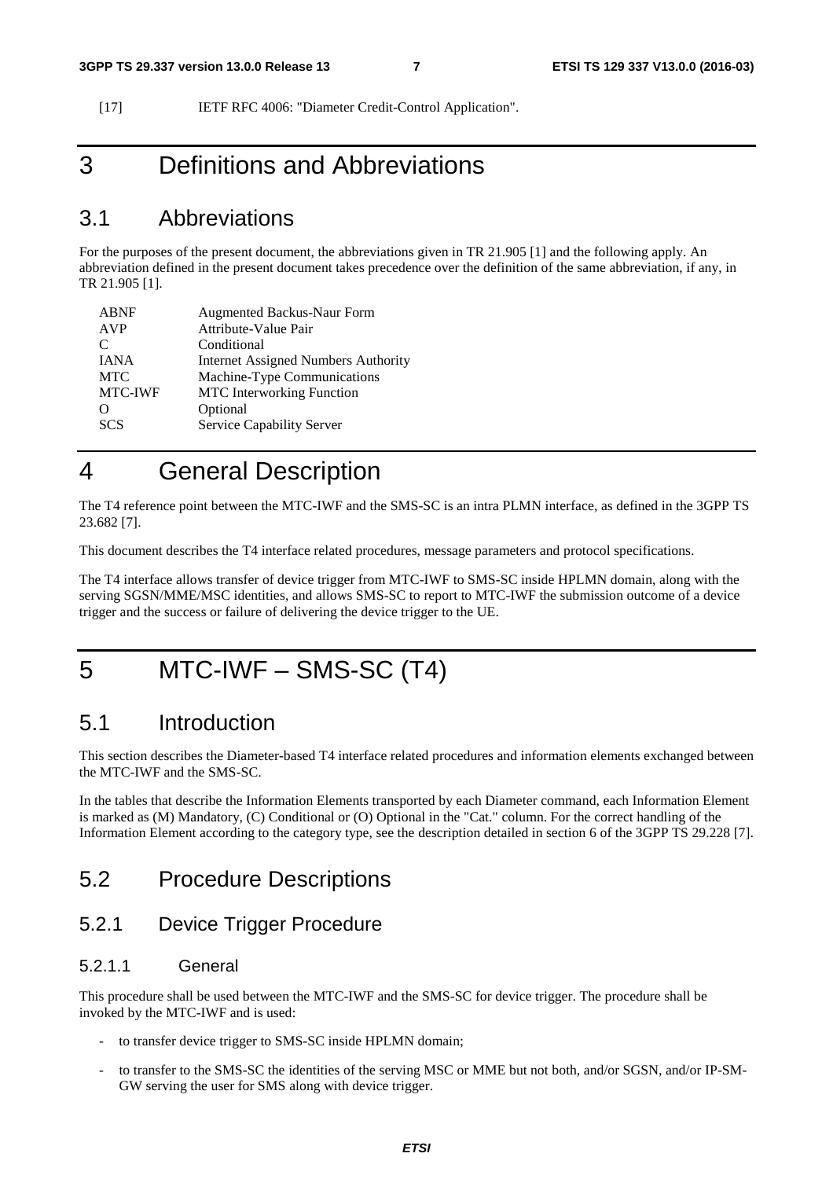[17] IETF RFC 4006: "Diameter Credit-Control Application".

# 3 Definitions and Abbreviations

## 3.1 Abbreviations

For the purposes of the present document, the abbreviations given in TR 21.905 [1] and the following apply. An abbreviation defined in the present document takes precedence over the definition of the same abbreviation, if any, in TR 21.905 [1].

| | |
|---|---|
| ABNF | Augmented Backus-Naur Form |
| AVP | Attribute-Value Pair |
| C | Conditional |
| IANA | Internet Assigned Numbers Authority |
| MTC | Machine-Type Communications |
| MTC-IWF | MTC Interworking Function |
| O | Optional |
| SCS | Service Capability Server |

# 4 General Description

The T4 reference point between the MTC-IWF and the SMS-SC is an intra PLMN interface, as defined in the 3GPP TS 23.682 [7].

This document describes the T4 interface related procedures, message parameters and protocol specifications.

The T4 interface allows transfer of device trigger from MTC-IWF to SMS-SC inside HPLMN domain, along with the serving SGSN/MME/MSC identities, and allows SMS-SC to report to MTC-IWF the submission outcome of a device trigger and the success or failure of delivering the device trigger to the UE.

# 5 MTC-IWF – SMS-SC (T4)

## 5.1 Introduction

This section describes the Diameter-based T4 interface related procedures and information elements exchanged between the MTC-IWF and the SMS-SC.

In the tables that describe the Information Elements transported by each Diameter command, each Information Element is marked as (M) Mandatory, (C) Conditional or (O) Optional in the "Cat." column. For the correct handling of the Information Element according to the category type, see the description detailed in section 6 of the 3GPP TS 29.228 [7].

## 5.2 Procedure Descriptions

### 5.2.1 Device Trigger Procedure

#### 5.2.1.1 General

This procedure shall be used between the MTC-IWF and the SMS-SC for device trigger. The procedure shall be invoked by the MTC-IWF and is used:

- to transfer device trigger to SMS-SC inside HPLMN domain;
- to transfer to the SMS-SC the identities of the serving MSC or MME but not both, and/or SGSN, and/or IP-SM-GW serving the user for SMS along with device trigger.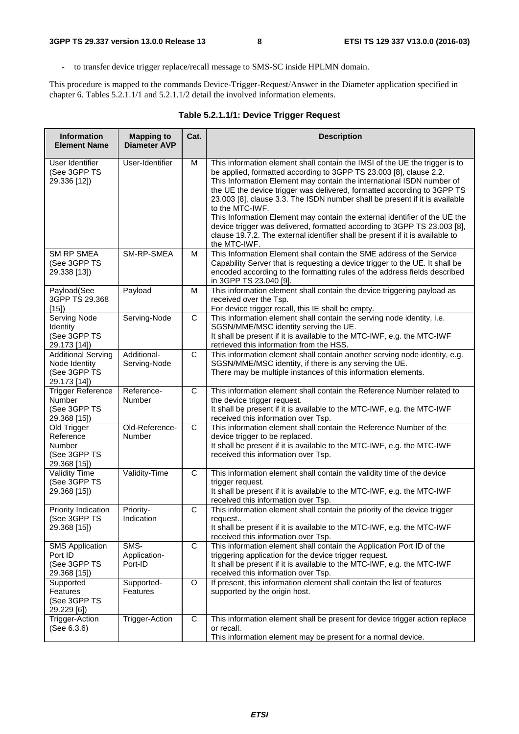- to transfer device trigger replace/recall message to SMS-SC inside HPLMN domain.

This procedure is mapped to the commands Device-Trigger-Request/Answer in the Diameter application specified in chapter 6. Tables 5.2.1.1/1 and 5.2.1.1/2 detail the involved information elements.

**Table 5.2.1.1/1: Device Trigger Request**

| Information Element Name | Mapping to Diameter AVP | Cat. | Description |
|---|---|---|---|
| User Identifier (See 3GPP TS 29.336 [12]) | User-Identifier | M | This information element shall contain the IMSI of the UE the trigger is to be applied, formatted according to 3GPP TS 23.003 [8], clause 2.2. This Information Element may contain the international ISDN number of the UE the device trigger was delivered, formatted according to 3GPP TS 23.003 [8], clause 3.3. The ISDN number shall be present if it is available to the MTC-IWF. This Information Element may contain the external identifier of the UE the device trigger was delivered, formatted according to 3GPP TS 23.003 [8], clause 19.7.2. The external identifier shall be present if it is available to the MTC-IWF. |
| SM RP SMEA (See 3GPP TS 29.338 [13]) | SM-RP-SMEA | M | This Information Element shall contain the SME address of the Service Capability Server that is requesting a device trigger to the UE. It shall be encoded according to the formatting rules of the address fields described in 3GPP TS 23.040 [9]. |
| Payload(See 3GPP TS 29.368 [15]) | Payload | M | This information element shall contain the device triggering payload as received over the Tsp. For device trigger recall, this IE shall be empty. |
| Serving Node Identity (See 3GPP TS 29.173 [14]) | Serving-Node | C | This information element shall contain the serving node identity, i.e. SGSN/MME/MSC identity serving the UE. It shall be present if it is available to the MTC-IWF, e.g. the MTC-IWF retrieved this information from the HSS. |
| Additional Serving Node Identity (See 3GPP TS 29.173 [14]) | Additional-Serving-Node | C | This information element shall contain another serving node identity, e.g. SGSN/MME/MSC identity, if there is any serving the UE. There may be multiple instances of this information elements. |
| Trigger Reference Number (See 3GPP TS 29.368 [15]) | Reference-Number | C | This information element shall contain the Reference Number related to the device trigger request. It shall be present if it is available to the MTC-IWF, e.g. the MTC-IWF received this information over Tsp. |
| Old Trigger Reference Number (See 3GPP TS 29.368 [15]) | Old-Reference-Number | C | This information element shall contain the Reference Number of the device trigger to be replaced. It shall be present if it is available to the MTC-IWF, e.g. the MTC-IWF received this information over Tsp. |
| Validity Time (See 3GPP TS 29.368 [15]) | Validity-Time | C | This information element shall contain the validity time of the device trigger request. It shall be present if it is available to the MTC-IWF, e.g. the MTC-IWF received this information over Tsp. |
| Priority Indication (See 3GPP TS 29.368 [15]) | Priority-Indication | C | This information element shall contain the priority of the device trigger request.. It shall be present if it is available to the MTC-IWF, e.g. the MTC-IWF received this information over Tsp. |
| SMS Application Port ID (See 3GPP TS 29.368 [15]) | SMS-Application-Port-ID | C | This information element shall contain the Application Port ID of the triggering application for the device trigger request. It shall be present if it is available to the MTC-IWF, e.g. the MTC-IWF received this information over Tsp. |
| Supported Features (See 3GPP TS 29.229 [6]) | Supported-Features | O | If present, this information element shall contain the list of features supported by the origin host. |
| Trigger-Action (See 6.3.6) | Trigger-Action | C | This information element shall be present for device trigger action replace or recall. This information element may be present for a normal device. |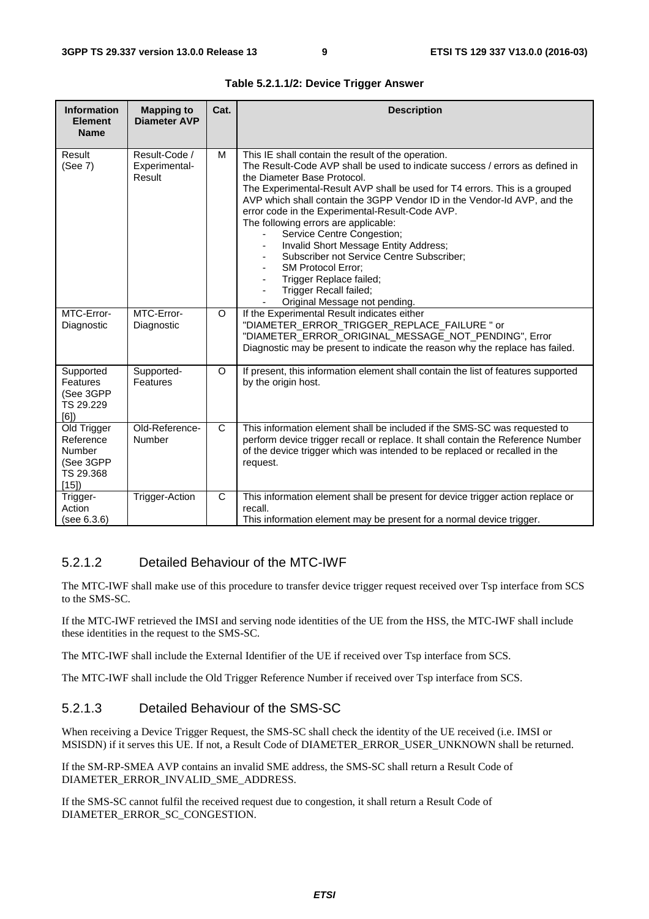**Table 5.2.1.1/2: Device Trigger Answer**

| Information Element Name | Mapping to Diameter AVP | Cat. | Description |
|---|---|---|---|
| Result (See 7) | Result-Code / Experimental-Result | M | This IE shall contain the result of the operation.<br>The Result-Code AVP shall be used to indicate success / errors as defined in the Diameter Base Protocol.<br>The Experimental-Result AVP shall be used for T4 errors. This is a grouped AVP which shall contain the 3GPP Vendor ID in the Vendor-Id AVP, and the error code in the Experimental-Result-Code AVP.<br>The following errors are applicable:<br>- Service Centre Congestion;<br>- Invalid Short Message Entity Address;<br>- Subscriber not Service Centre Subscriber;<br>- SM Protocol Error;<br>- Trigger Replace failed;<br>- Trigger Recall failed;<br>- Original Message not pending. |
| MTC-Error-Diagnostic | MTC-Error-Diagnostic | O | If the Experimental Result indicates either "DIAMETER_ERROR_TRIGGER_REPLACE_FAILURE " or "DIAMETER_ERROR_ORIGINAL_MESSAGE_NOT_PENDING", Error Diagnostic may be present to indicate the reason why the replace has failed. |
| Supported Features (See 3GPP TS 29.229 [6]) | Supported-Features | O | If present, this information element shall contain the list of features supported by the origin host. |
| Old Trigger Reference Number (See 3GPP TS 29.368 [15]) | Old-Reference-Number | C | This information element shall be included if the SMS-SC was requested to perform device trigger recall or replace. It shall contain the Reference Number of the device trigger which was intended to be replaced or recalled in the request. |
| Trigger-Action (see 6.3.6) | Trigger-Action | C | This information element shall be present for device trigger action replace or recall.<br>This information element may be present for a normal device trigger. |

### 5.2.1.2 Detailed Behaviour of the MTC-IWF

The MTC-IWF shall make use of this procedure to transfer device trigger request received over Tsp interface from SCS to the SMS-SC.

If the MTC-IWF retrieved the IMSI and serving node identities of the UE from the HSS, the MTC-IWF shall include these identities in the request to the SMS-SC.

The MTC-IWF shall include the External Identifier of the UE if received over Tsp interface from SCS.

The MTC-IWF shall include the Old Trigger Reference Number if received over Tsp interface from SCS.

### 5.2.1.3 Detailed Behaviour of the SMS-SC

When receiving a Device Trigger Request, the SMS-SC shall check the identity of the UE received (i.e. IMSI or MSISDN) if it serves this UE. If not, a Result Code of DIAMETER_ERROR_USER_UNKNOWN shall be returned.

If the SM-RP-SMEA AVP contains an invalid SME address, the SMS-SC shall return a Result Code of DIAMETER_ERROR_INVALID_SME_ADDRESS.

If the SMS-SC cannot fulfil the received request due to congestion, it shall return a Result Code of DIAMETER_ERROR_SC_CONGESTION.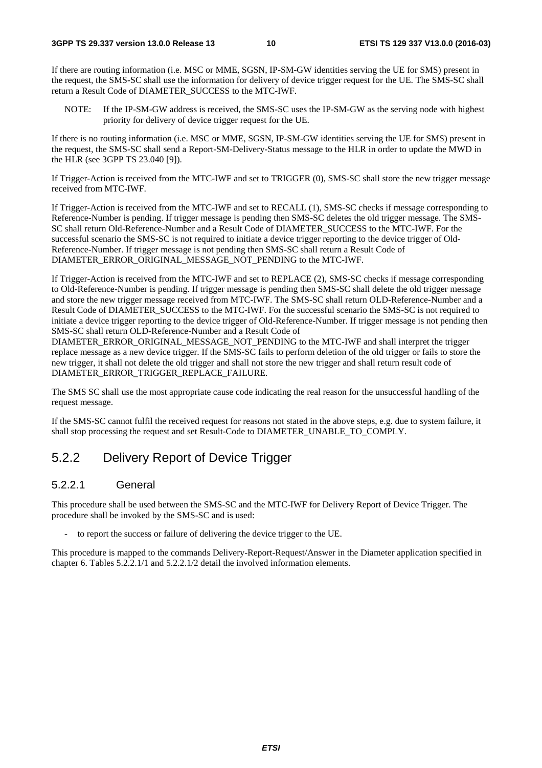If there are routing information (i.e. MSC or MME, SGSN, IP-SM-GW identities serving the UE for SMS) present in the request, the SMS-SC shall use the information for delivery of device trigger request for the UE. The SMS-SC shall return a Result Code of DIAMETER_SUCCESS to the MTC-IWF.

NOTE: If the IP-SM-GW address is received, the SMS-SC uses the IP-SM-GW as the serving node with highest priority for delivery of device trigger request for the UE.

If there is no routing information (i.e. MSC or MME, SGSN, IP-SM-GW identities serving the UE for SMS) present in the request, the SMS-SC shall send a Report-SM-Delivery-Status message to the HLR in order to update the MWD in the HLR (see 3GPP TS 23.040 [9]).

If Trigger-Action is received from the MTC-IWF and set to TRIGGER (0), SMS-SC shall store the new trigger message received from MTC-IWF.

If Trigger-Action is received from the MTC-IWF and set to RECALL (1), SMS-SC checks if message corresponding to Reference-Number is pending. If trigger message is pending then SMS-SC deletes the old trigger message. The SMS-SC shall return Old-Reference-Number and a Result Code of DIAMETER_SUCCESS to the MTC-IWF. For the successful scenario the SMS-SC is not required to initiate a device trigger reporting to the device trigger of Old-Reference-Number. If trigger message is not pending then SMS-SC shall return a Result Code of DIAMETER_ERROR_ORIGINAL_MESSAGE_NOT_PENDING to the MTC-IWF.

If Trigger-Action is received from the MTC-IWF and set to REPLACE (2), SMS-SC checks if message corresponding to Old-Reference-Number is pending. If trigger message is pending then SMS-SC shall delete the old trigger message and store the new trigger message received from MTC-IWF. The SMS-SC shall return OLD-Reference-Number and a Result Code of DIAMETER_SUCCESS to the MTC-IWF. For the successful scenario the SMS-SC is not required to initiate a device trigger reporting to the device trigger of Old-Reference-Number. If trigger message is not pending then SMS-SC shall return OLD-Reference-Number and a Result Code of DIAMETER_ERROR_ORIGINAL_MESSAGE_NOT_PENDING to the MTC-IWF and shall interpret the trigger replace message as a new device trigger. If the SMS-SC fails to perform deletion of the old trigger or fails to store the new trigger, it shall not delete the old trigger and shall not store the new trigger and shall return result code of DIAMETER_ERROR_TRIGGER_REPLACE_FAILURE.

The SMS SC shall use the most appropriate cause code indicating the real reason for the unsuccessful handling of the request message.

If the SMS-SC cannot fulfil the received request for reasons not stated in the above steps, e.g. due to system failure, it shall stop processing the request and set Result-Code to DIAMETER_UNABLE_TO_COMPLY.

## 5.2.2 Delivery Report of Device Trigger

### 5.2.2.1 General

This procedure shall be used between the SMS-SC and the MTC-IWF for Delivery Report of Device Trigger. The procedure shall be invoked by the SMS-SC and is used:

- to report the success or failure of delivering the device trigger to the UE.

This procedure is mapped to the commands Delivery-Report-Request/Answer in the Diameter application specified in chapter 6. Tables 5.2.2.1/1 and 5.2.2.1/2 detail the involved information elements.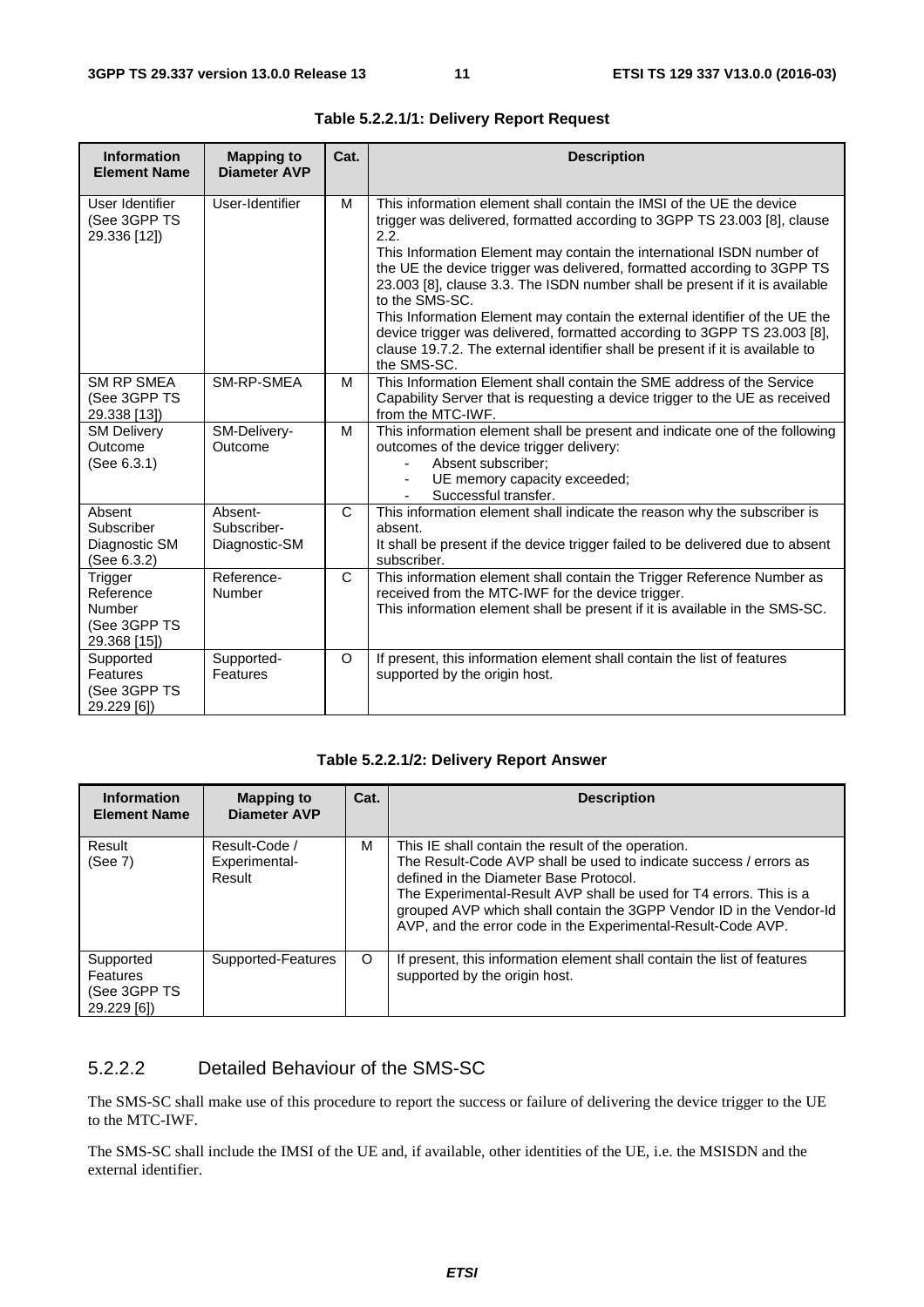**Table 5.2.2.1/1: Delivery Report Request**

| Information Element Name | Mapping to Diameter AVP | Cat. | Description |
|---|---|---|---|
| User Identifier (See 3GPP TS 29.336 [12]) | User-Identifier | M | This information element shall contain the IMSI of the UE the device trigger was delivered, formatted according to 3GPP TS 23.003 [8], clause 2.2.<br>This Information Element may contain the international ISDN number of the UE the device trigger was delivered, formatted according to 3GPP TS 23.003 [8], clause 3.3. The ISDN number shall be present if it is available to the SMS-SC.<br>This Information Element may contain the external identifier of the UE the device trigger was delivered, formatted according to 3GPP TS 23.003 [8], clause 19.7.2. The external identifier shall be present if it is available to the SMS-SC. |
| SM RP SMEA (See 3GPP TS 29.338 [13]) | SM-RP-SMEA | M | This Information Element shall contain the SME address of the Service Capability Server that is requesting a device trigger to the UE as received from the MTC-IWF. |
| SM Delivery Outcome (See 6.3.1) | SM-Delivery-Outcome | M | This information element shall be present and indicate one of the following outcomes of the device trigger delivery:<br>- Absent subscriber;<br>- UE memory capacity exceeded;<br>- Successful transfer. |
| Absent Subscriber Diagnostic SM (See 6.3.2) | Absent-Subscriber-Diagnostic-SM | C | This information element shall indicate the reason why the subscriber is absent.<br>It shall be present if the device trigger failed to be delivered due to absent subscriber. |
| Trigger Reference Number (See 3GPP TS 29.368 [15]) | Reference-Number | C | This information element shall contain the Trigger Reference Number as received from the MTC-IWF for the device trigger.<br>This information element shall be present if it is available in the SMS-SC. |
| Supported Features (See 3GPP TS 29.229 [6]) | Supported-Features | O | If present, this information element shall contain the list of features supported by the origin host. |

**Table 5.2.2.1/2: Delivery Report Answer**

| Information Element Name | Mapping to Diameter AVP | Cat. | Description |
|---|---|---|---|
| Result (See 7) | Result-Code / Experimental-Result | M | This IE shall contain the result of the operation.<br>The Result-Code AVP shall be used to indicate success / errors as defined in the Diameter Base Protocol.<br>The Experimental-Result AVP shall be used for T4 errors. This is a grouped AVP which shall contain the 3GPP Vendor ID in the Vendor-Id AVP, and the error code in the Experimental-Result-Code AVP. |
| Supported Features (See 3GPP TS 29.229 [6]) | Supported-Features | O | If present, this information element shall contain the list of features supported by the origin host. |

### 5.2.2.2 Detailed Behaviour of the SMS-SC

The SMS-SC shall make use of this procedure to report the success or failure of delivering the device trigger to the UE to the MTC-IWF.

The SMS-SC shall include the IMSI of the UE and, if available, other identities of the UE, i.e. the MSISDN and the external identifier.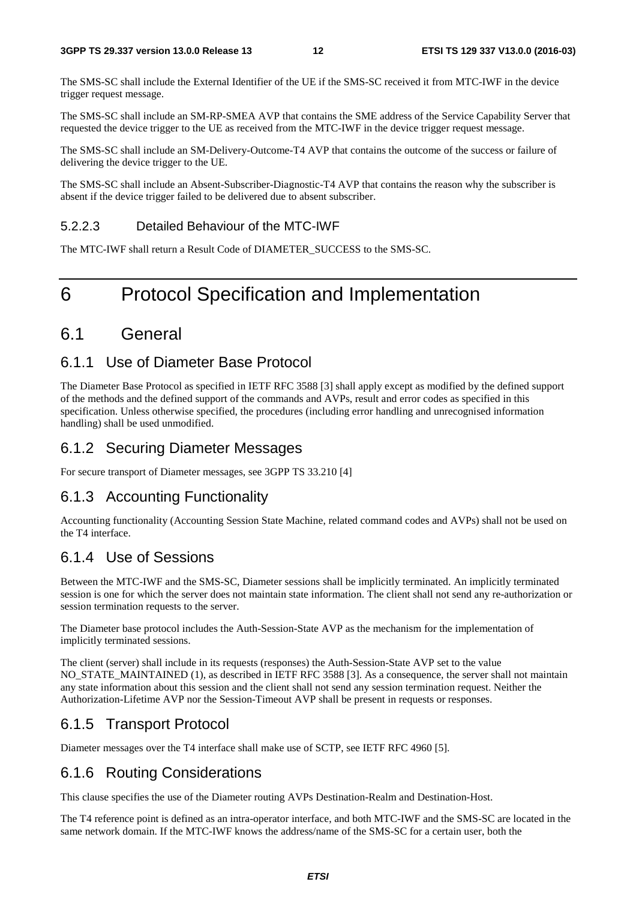The SMS-SC shall include the External Identifier of the UE if the SMS-SC received it from MTC-IWF in the device trigger request message.

The SMS-SC shall include an SM-RP-SMEA AVP that contains the SME address of the Service Capability Server that requested the device trigger to the UE as received from the MTC-IWF in the device trigger request message.

The SMS-SC shall include an SM-Delivery-Outcome-T4 AVP that contains the outcome of the success or failure of delivering the device trigger to the UE.

The SMS-SC shall include an Absent-Subscriber-Diagnostic-T4 AVP that contains the reason why the subscriber is absent if the device trigger failed to be delivered due to absent subscriber.

#### 5.2.2.3 Detailed Behaviour of the MTC-IWF

The MTC-IWF shall return a Result Code of DIAMETER_SUCCESS to the SMS-SC.

# 6 Protocol Specification and Implementation

## 6.1 General

### 6.1.1 Use of Diameter Base Protocol

The Diameter Base Protocol as specified in IETF RFC 3588 [3] shall apply except as modified by the defined support of the methods and the defined support of the commands and AVPs, result and error codes as specified in this specification. Unless otherwise specified, the procedures (including error handling and unrecognised information handling) shall be used unmodified.

### 6.1.2 Securing Diameter Messages

For secure transport of Diameter messages, see 3GPP TS 33.210 [4]

### 6.1.3 Accounting Functionality

Accounting functionality (Accounting Session State Machine, related command codes and AVPs) shall not be used on the T4 interface.

### 6.1.4 Use of Sessions

Between the MTC-IWF and the SMS-SC, Diameter sessions shall be implicitly terminated. An implicitly terminated session is one for which the server does not maintain state information. The client shall not send any re-authorization or session termination requests to the server.

The Diameter base protocol includes the Auth-Session-State AVP as the mechanism for the implementation of implicitly terminated sessions.

The client (server) shall include in its requests (responses) the Auth-Session-State AVP set to the value NO_STATE_MAINTAINED (1), as described in IETF RFC 3588 [3]. As a consequence, the server shall not maintain any state information about this session and the client shall not send any session termination request. Neither the Authorization-Lifetime AVP nor the Session-Timeout AVP shall be present in requests or responses.

### 6.1.5 Transport Protocol

Diameter messages over the T4 interface shall make use of SCTP, see IETF RFC 4960 [5].

### 6.1.6 Routing Considerations

This clause specifies the use of the Diameter routing AVPs Destination-Realm and Destination-Host.

The T4 reference point is defined as an intra-operator interface, and both MTC-IWF and the SMS-SC are located in the same network domain. If the MTC-IWF knows the address/name of the SMS-SC for a certain user, both the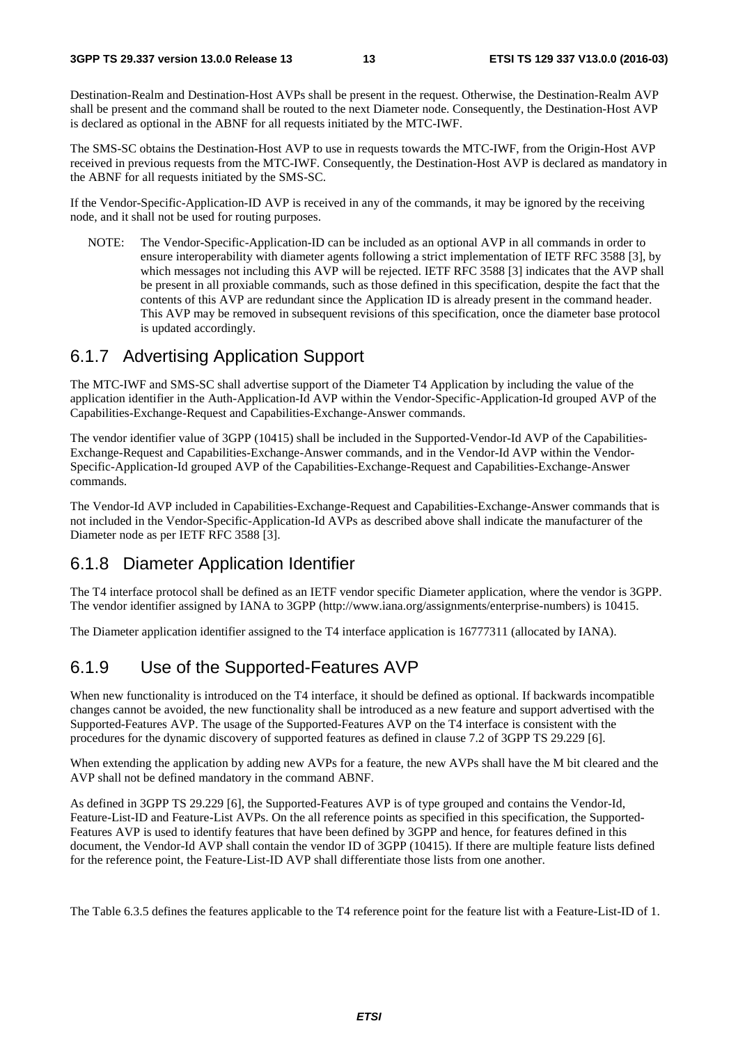Destination-Realm and Destination-Host AVPs shall be present in the request. Otherwise, the Destination-Realm AVP shall be present and the command shall be routed to the next Diameter node. Consequently, the Destination-Host AVP is declared as optional in the ABNF for all requests initiated by the MTC-IWF.

The SMS-SC obtains the Destination-Host AVP to use in requests towards the MTC-IWF, from the Origin-Host AVP received in previous requests from the MTC-IWF. Consequently, the Destination-Host AVP is declared as mandatory in the ABNF for all requests initiated by the SMS-SC.

If the Vendor-Specific-Application-ID AVP is received in any of the commands, it may be ignored by the receiving node, and it shall not be used for routing purposes.

NOTE: The Vendor-Specific-Application-ID can be included as an optional AVP in all commands in order to ensure interoperability with diameter agents following a strict implementation of IETF RFC 3588 [3], by which messages not including this AVP will be rejected. IETF RFC 3588 [3] indicates that the AVP shall be present in all proxiable commands, such as those defined in this specification, despite the fact that the contents of this AVP are redundant since the Application ID is already present in the command header. This AVP may be removed in subsequent revisions of this specification, once the diameter base protocol is updated accordingly.

## 6.1.7 Advertising Application Support

The MTC-IWF and SMS-SC shall advertise support of the Diameter T4 Application by including the value of the application identifier in the Auth-Application-Id AVP within the Vendor-Specific-Application-Id grouped AVP of the Capabilities-Exchange-Request and Capabilities-Exchange-Answer commands.

The vendor identifier value of 3GPP (10415) shall be included in the Supported-Vendor-Id AVP of the Capabilities-Exchange-Request and Capabilities-Exchange-Answer commands, and in the Vendor-Id AVP within the Vendor-Specific-Application-Id grouped AVP of the Capabilities-Exchange-Request and Capabilities-Exchange-Answer commands.

The Vendor-Id AVP included in Capabilities-Exchange-Request and Capabilities-Exchange-Answer commands that is not included in the Vendor-Specific-Application-Id AVPs as described above shall indicate the manufacturer of the Diameter node as per IETF RFC 3588 [3].

## 6.1.8 Diameter Application Identifier

The T4 interface protocol shall be defined as an IETF vendor specific Diameter application, where the vendor is 3GPP. The vendor identifier assigned by IANA to 3GPP (http://www.iana.org/assignments/enterprise-numbers) is 10415.

The Diameter application identifier assigned to the T4 interface application is 16777311 (allocated by IANA).

## 6.1.9 Use of the Supported-Features AVP

When new functionality is introduced on the T4 interface, it should be defined as optional. If backwards incompatible changes cannot be avoided, the new functionality shall be introduced as a new feature and support advertised with the Supported-Features AVP. The usage of the Supported-Features AVP on the T4 interface is consistent with the procedures for the dynamic discovery of supported features as defined in clause 7.2 of 3GPP TS 29.229 [6].

When extending the application by adding new AVPs for a feature, the new AVPs shall have the M bit cleared and the AVP shall not be defined mandatory in the command ABNF.

As defined in 3GPP TS 29.229 [6], the Supported-Features AVP is of type grouped and contains the Vendor-Id, Feature-List-ID and Feature-List AVPs. On the all reference points as specified in this specification, the Supported-Features AVP is used to identify features that have been defined by 3GPP and hence, for features defined in this document, the Vendor-Id AVP shall contain the vendor ID of 3GPP (10415). If there are multiple feature lists defined for the reference point, the Feature-List-ID AVP shall differentiate those lists from one another.

The Table 6.3.5 defines the features applicable to the T4 reference point for the feature list with a Feature-List-ID of 1.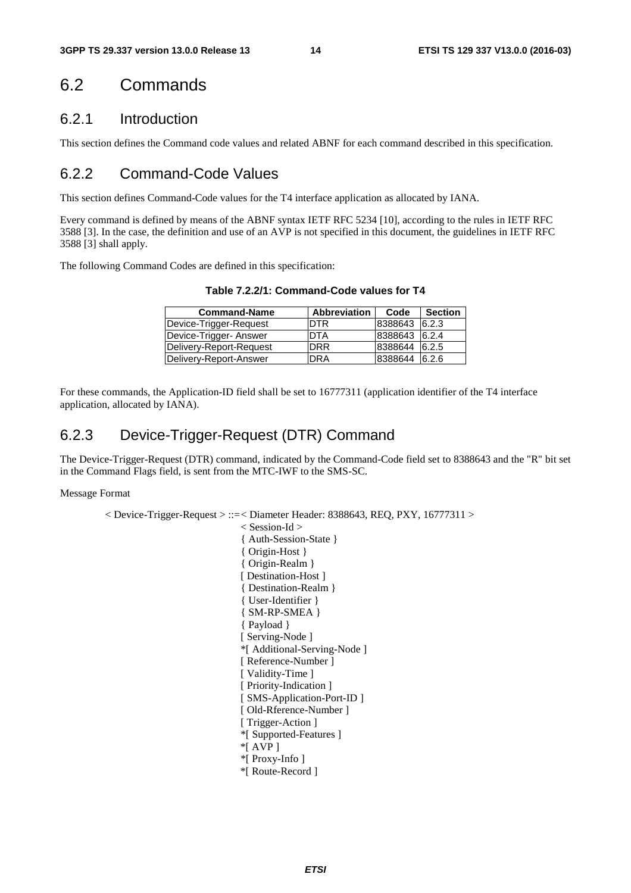## 6.2 Commands

### 6.2.1 Introduction

This section defines the Command code values and related ABNF for each command described in this specification.

### 6.2.2 Command-Code Values

This section defines Command-Code values for the T4 interface application as allocated by IANA.

Every command is defined by means of the ABNF syntax IETF RFC 5234 [10], according to the rules in IETF RFC 3588 [3]. In the case, the definition and use of an AVP is not specified in this document, the guidelines in IETF RFC 3588 [3] shall apply.

The following Command Codes are defined in this specification:

**Table 7.2.2/1: Command-Code values for T4**

| Command-Name | Abbreviation | Code | Section |
|---|---|---|---|
| Device-Trigger-Request | DTR | 8388643 | 6.2.3 |
| Device-Trigger- Answer | DTA | 8388643 | 6.2.4 |
| Delivery-Report-Request | DRR | 8388644 | 6.2.5 |
| Delivery-Report-Answer | DRA | 8388644 | 6.2.6 |

For these commands, the Application-ID field shall be set to 16777311 (application identifier of the T4 interface application, allocated by IANA).

### 6.2.3 Device-Trigger-Request (DTR) Command

The Device-Trigger-Request (DTR) command, indicated by the Command-Code field set to 8388643 and the "R" bit set in the Command Flags field, is sent from the MTC-IWF to the SMS-SC.

Message Format

```
< Device-Trigger-Request > ::=< Diameter Header: 8388643, REQ, PXY, 16777311 >
                              < Session-Id >
                              { Auth-Session-State }
                              { Origin-Host }
                              { Origin-Realm }
                              [ Destination-Host ]
                              { Destination-Realm }
                              { User-Identifier }
                              { SM-RP-SMEA }
                              { Payload }
                              [ Serving-Node ]
                              *[ Additional-Serving-Node ]
                              [ Reference-Number ]
                              [ Validity-Time ]
                              [ Priority-Indication ]
                              [ SMS-Application-Port-ID ]
                              [ Old-Rference-Number ]
                              [ Trigger-Action ]
                              *[ Supported-Features ]
                              *[ AVP ]
                              *[ Proxy-Info ]
                              *[ Route-Record ]
```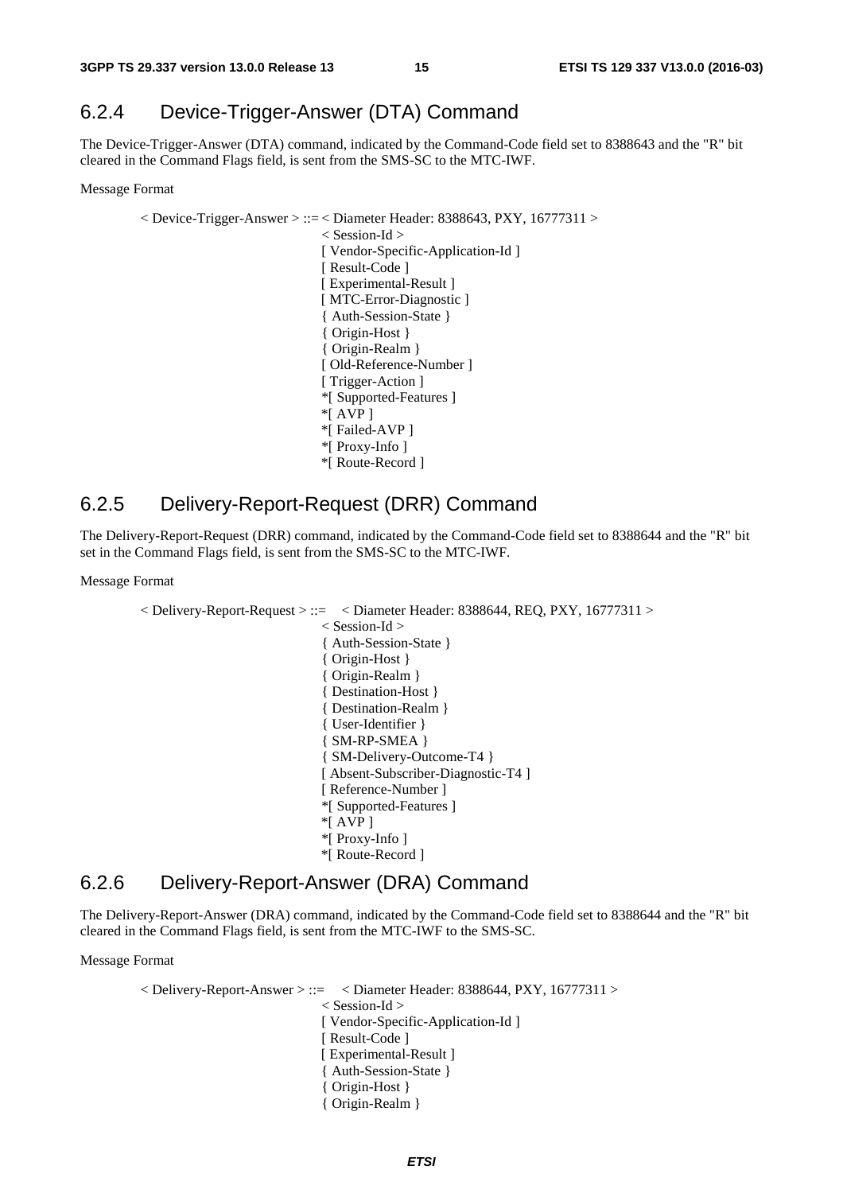### 6.2.4 Device-Trigger-Answer (DTA) Command

The Device-Trigger-Answer (DTA) command, indicated by the Command-Code field set to 8388643 and the "R" bit cleared in the Command Flags field, is sent from the SMS-SC to the MTC-IWF.

Message Format

```
< Device-Trigger-Answer > ::= < Diameter Header: 8388643, PXY, 16777311 >
                              < Session-Id >
                              [ Vendor-Specific-Application-Id ]
                              [ Result-Code ]
                              [ Experimental-Result ]
                              [ MTC-Error-Diagnostic ]
                              { Auth-Session-State }
                              { Origin-Host }
                              { Origin-Realm }
                              [ Old-Reference-Number ]
                              [ Trigger-Action ]
                              *[ Supported-Features ]
                              *[ AVP ]
                              *[ Failed-AVP ]
                              *[ Proxy-Info ]
                              *[ Route-Record ]
```

### 6.2.5 Delivery-Report-Request (DRR) Command

The Delivery-Report-Request (DRR) command, indicated by the Command-Code field set to 8388644 and the "R" bit set in the Command Flags field, is sent from the SMS-SC to the MTC-IWF.

Message Format

```
< Delivery-Report-Request > ::=   < Diameter Header: 8388644, REQ, PXY, 16777311 >
                              < Session-Id >
                              { Auth-Session-State }
                              { Origin-Host }
                              { Origin-Realm }
                              { Destination-Host }
                              { Destination-Realm }
                              { User-Identifier }
                              { SM-RP-SMEA }
                              { SM-Delivery-Outcome-T4 }
                              [ Absent-Subscriber-Diagnostic-T4 ]
                              [ Reference-Number ]
                              *[ Supported-Features ]
                              *[ AVP ]
                              *[ Proxy-Info ]
                              *[ Route-Record ]
```

### 6.2.6 Delivery-Report-Answer (DRA) Command

The Delivery-Report-Answer (DRA) command, indicated by the Command-Code field set to 8388644 and the "R" bit cleared in the Command Flags field, is sent from the MTC-IWF to the SMS-SC.

Message Format

```
< Delivery-Report-Answer > ::=    < Diameter Header: 8388644, PXY, 16777311 >
                              < Session-Id >
                              [ Vendor-Specific-Application-Id ]
                              [ Result-Code ]
                              [ Experimental-Result ]
                              { Auth-Session-State }
                              { Origin-Host }
                              { Origin-Realm }
```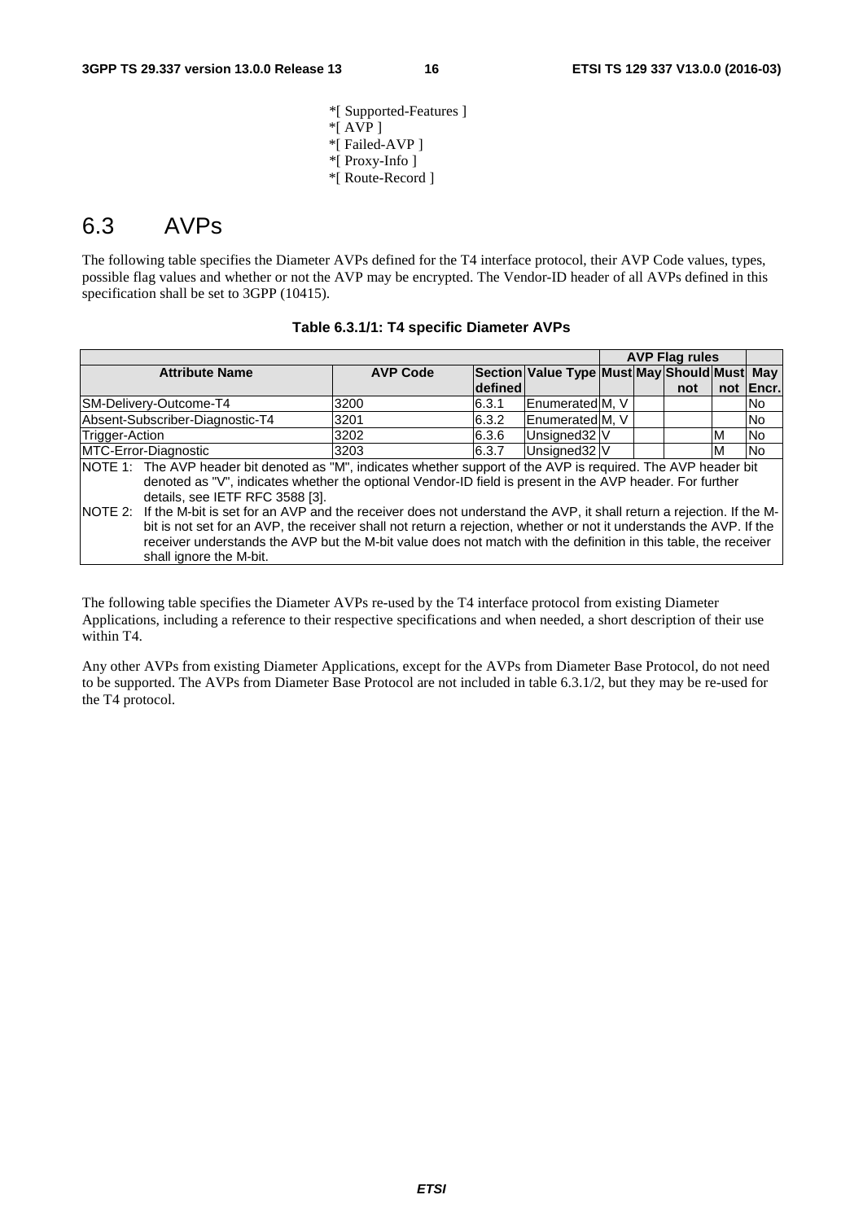*[ Supported-Features ]
*[ AVP ]
*[ Failed-AVP ]
*[ Proxy-Info ]
*[ Route-Record ]

## 6.3 AVPs

The following table specifies the Diameter AVPs defined for the T4 interface protocol, their AVP Code values, types, possible flag values and whether or not the AVP may be encrypted. The Vendor-ID header of all AVPs defined in this specification shall be set to 3GPP (10415).

**Table 6.3.1/1: T4 specific Diameter AVPs**

| | | | | AVP Flag rules | | | | | |
|---|---|---|---|---|---|---|---|---|---|
| **Attribute Name** | **AVP Code** | **Section defined** | **Value Type** | **Must** | **May** | **Should not** | **Must not** | **May Encr.** |
| SM-Delivery-Outcome-T4 | 3200 | 6.3.1 | Enumerated | M, V | | | | No |
| Absent-Subscriber-Diagnostic-T4 | 3201 | 6.3.2 | Enumerated | M, V | | | | No |
| Trigger-Action | 3202 | 6.3.6 | Unsigned32 | V | | | M | No |
| MTC-Error-Diagnostic | 3203 | 6.3.7 | Unsigned32 | V | | | M | No |
| NOTE 1: The AVP header bit denoted as "M", indicates whether support of the AVP is required. The AVP header bit denoted as "V", indicates whether the optional Vendor-ID field is present in the AVP header. For further details, see IETF RFC 3588 [3]. | | | | | | | | |
| NOTE 2: If the M-bit is set for an AVP and the receiver does not understand the AVP, it shall return a rejection. If the M-bit is not set for an AVP, the receiver shall not return a rejection, whether or not it understands the AVP. If the receiver understands the AVP but the M-bit value does not match with the definition in this table, the receiver shall ignore the M-bit. | | | | | | | | |

The following table specifies the Diameter AVPs re-used by the T4 interface protocol from existing Diameter Applications, including a reference to their respective specifications and when needed, a short description of their use within T4.

Any other AVPs from existing Diameter Applications, except for the AVPs from Diameter Base Protocol, do not need to be supported. The AVPs from Diameter Base Protocol are not included in table 6.3.1/2, but they may be re-used for the T4 protocol.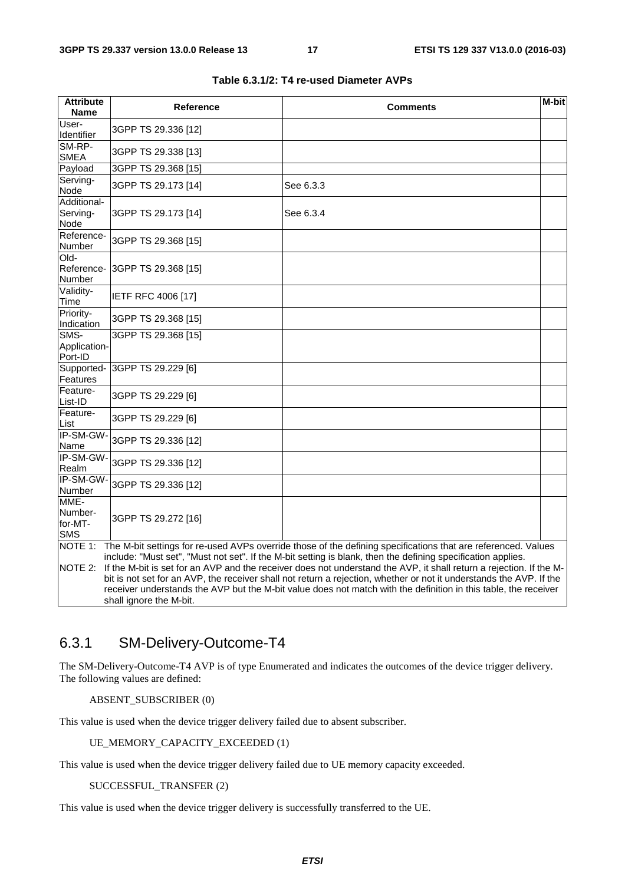**Table 6.3.1/2: T4 re-used Diameter AVPs**

| Attribute Name | Reference | Comments | M-bit |
|---|---|---|---|
| User-Identifier | 3GPP TS 29.336 [12] | | |
| SM-RP-SMEA | 3GPP TS 29.338 [13] | | |
| Payload | 3GPP TS 29.368 [15] | | |
| Serving-Node | 3GPP TS 29.173 [14] | See 6.3.3 | |
| Additional-Serving-Node | 3GPP TS 29.173 [14] | See 6.3.4 | |
| Reference-Number | 3GPP TS 29.368 [15] | | |
| Old-Reference-Number | 3GPP TS 29.368 [15] | | |
| Validity-Time | IETF RFC 4006 [17] | | |
| Priority-Indication | 3GPP TS 29.368 [15] | | |
| SMS-Application-Port-ID | 3GPP TS 29.368 [15] | | |
| Supported-Features | 3GPP TS 29.229 [6] | | |
| Feature-List-ID | 3GPP TS 29.229 [6] | | |
| Feature-List | 3GPP TS 29.229 [6] | | |
| IP-SM-GW-Name | 3GPP TS 29.336 [12] | | |
| IP-SM-GW-Realm | 3GPP TS 29.336 [12] | | |
| IP-SM-GW-Number | 3GPP TS 29.336 [12] | | |
| MME-Number-for-MT-SMS | 3GPP TS 29.272 [16] | | |
| NOTE 1: The M-bit settings for re-used AVPs override those of the defining specifications that are referenced. Values include: "Must set", "Must not set". If the M-bit setting is blank, then the defining specification applies. | | | |
| NOTE 2: If the M-bit is set for an AVP and the receiver does not understand the AVP, it shall return a rejection. If the M-bit is not set for an AVP, the receiver shall not return a rejection, whether or not it understands the AVP. If the receiver understands the AVP but the M-bit value does not match with the definition in this table, the receiver shall ignore the M-bit. | | | |

## 6.3.1 SM-Delivery-Outcome-T4

The SM-Delivery-Outcome-T4 AVP is of type Enumerated and indicates the outcomes of the device trigger delivery. The following values are defined:

ABSENT_SUBSCRIBER (0)

This value is used when the device trigger delivery failed due to absent subscriber.

UE_MEMORY_CAPACITY_EXCEEDED (1)

This value is used when the device trigger delivery failed due to UE memory capacity exceeded.

SUCCESSFUL_TRANSFER (2)

This value is used when the device trigger delivery is successfully transferred to the UE.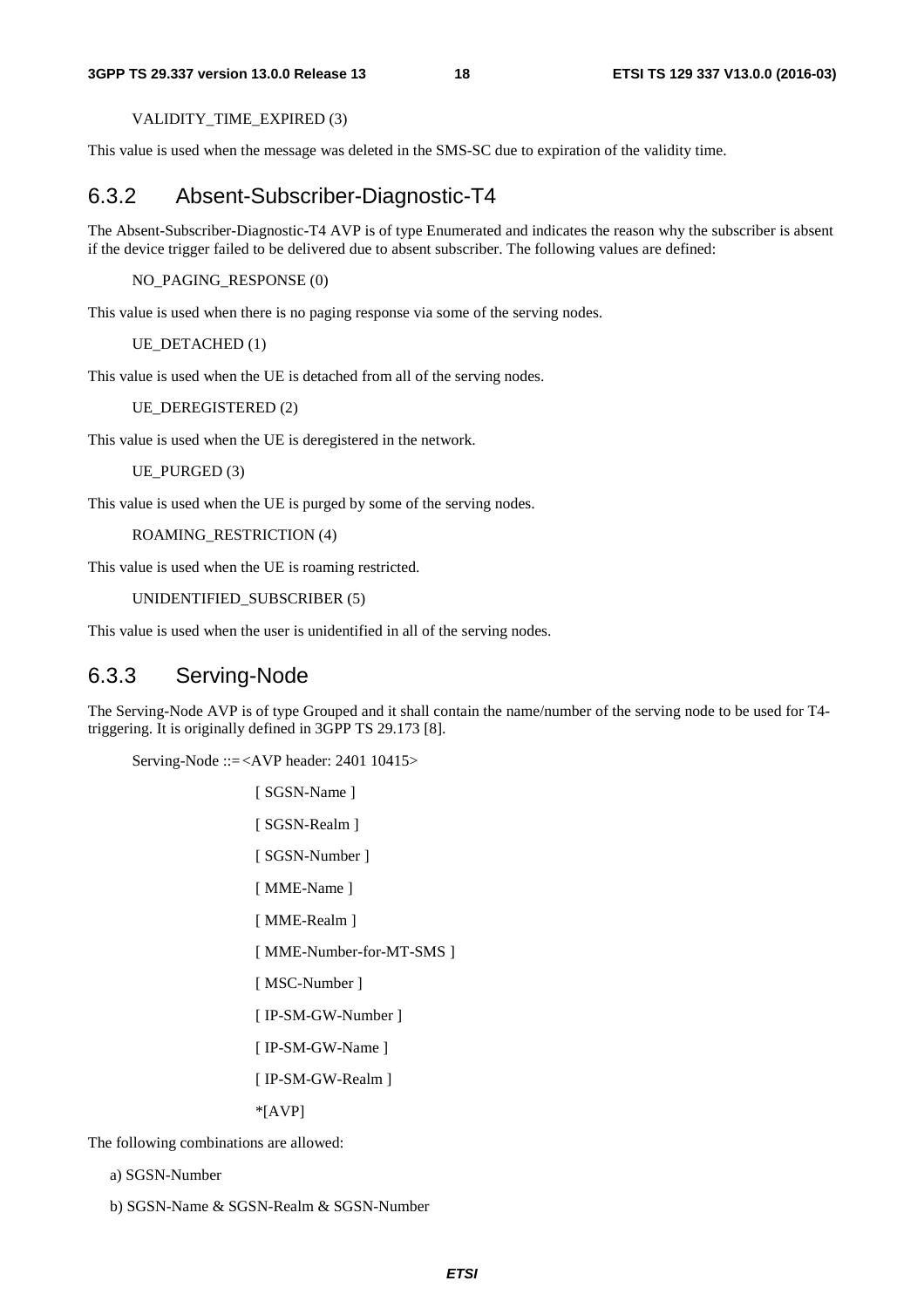VALIDITY_TIME_EXPIRED (3)

This value is used when the message was deleted in the SMS-SC due to expiration of the validity time.

### 6.3.2 Absent-Subscriber-Diagnostic-T4

The Absent-Subscriber-Diagnostic-T4 AVP is of type Enumerated and indicates the reason why the subscriber is absent if the device trigger failed to be delivered due to absent subscriber. The following values are defined:

NO_PAGING_RESPONSE (0)

This value is used when there is no paging response via some of the serving nodes.

UE_DETACHED (1)

This value is used when the UE is detached from all of the serving nodes.

UE_DEREGISTERED (2)

This value is used when the UE is deregistered in the network.

UE_PURGED (3)

This value is used when the UE is purged by some of the serving nodes.

ROAMING_RESTRICTION (4)

This value is used when the UE is roaming restricted.

UNIDENTIFIED_SUBSCRIBER (5)

This value is used when the user is unidentified in all of the serving nodes.

### 6.3.3 Serving-Node

The Serving-Node AVP is of type Grouped and it shall contain the name/number of the serving node to be used for T4-triggering. It is originally defined in 3GPP TS 29.173 [8].

```
Serving-Node ::= <AVP header: 2401 10415>
                 [ SGSN-Name ]
                 [ SGSN-Realm ]
                 [ SGSN-Number ]
                 [ MME-Name ]
                 [ MME-Realm ]
                 [ MME-Number-for-MT-SMS ]
                 [ MSC-Number ]
                 [ IP-SM-GW-Number ]
                 [ IP-SM-GW-Name ]
                 [ IP-SM-GW-Realm ]
                 *[AVP]
```

The following combinations are allowed:

a) SGSN-Number

b) SGSN-Name & SGSN-Realm & SGSN-Number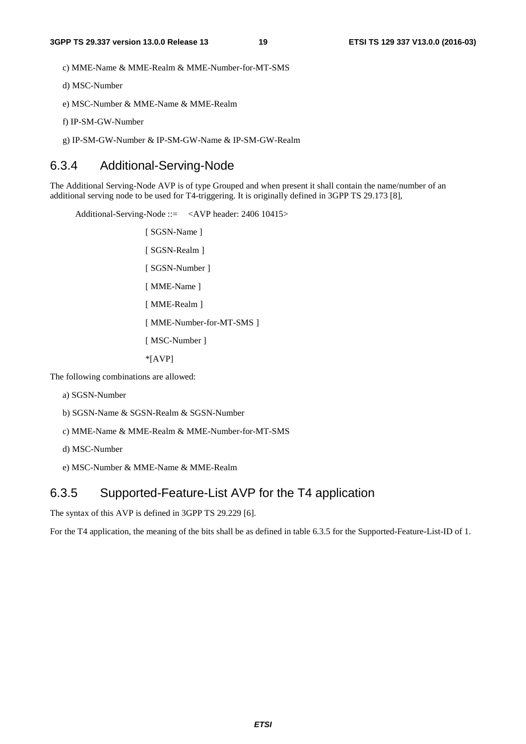c) MME-Name & MME-Realm & MME-Number-for-MT-SMS

d) MSC-Number

e) MSC-Number & MME-Name & MME-Realm

f) IP-SM-GW-Number

g) IP-SM-GW-Number & IP-SM-GW-Name & IP-SM-GW-Realm

### 6.3.4 Additional-Serving-Node

The Additional Serving-Node AVP is of type Grouped and when present it shall contain the name/number of an additional serving node to be used for T4-triggering. It is originally defined in 3GPP TS 29.173 [8],

```
Additional-Serving-Node ::=    <AVP header: 2406 10415>

                    [ SGSN-Name ]
                    [ SGSN-Realm ]
                    [ SGSN-Number ]
                    [ MME-Name ]
                    [ MME-Realm ]
                    [ MME-Number-for-MT-SMS ]
                    [ MSC-Number ]
                    *[AVP]
```

The following combinations are allowed:

a) SGSN-Number

b) SGSN-Name & SGSN-Realm & SGSN-Number

c) MME-Name & MME-Realm & MME-Number-for-MT-SMS

d) MSC-Number

e) MSC-Number & MME-Name & MME-Realm

### 6.3.5 Supported-Feature-List AVP for the T4 application

The syntax of this AVP is defined in 3GPP TS 29.229 [6].

For the T4 application, the meaning of the bits shall be as defined in table 6.3.5 for the Supported-Feature-List-ID of 1.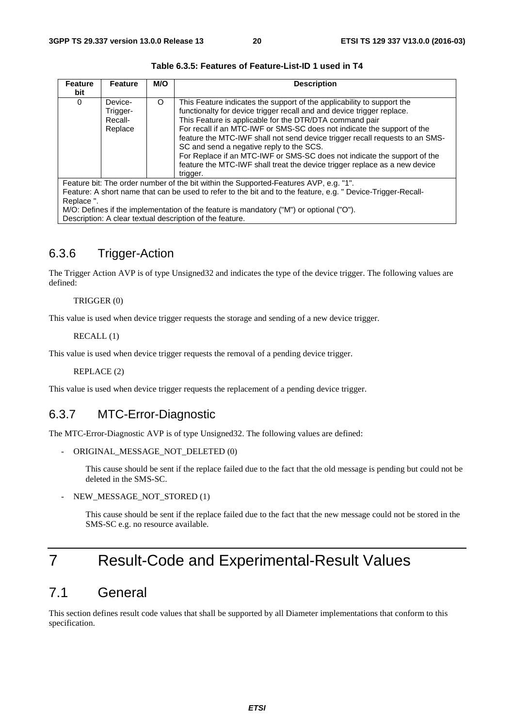**Table 6.3.5: Features of Feature-List-ID 1 used in T4**

| Feature bit | Feature | M/O | Description |
|---|---|---|---|
| 0 | Device-Trigger-Recall-Replace | O | This Feature indicates the support of the applicability to support the functionalty for device trigger recall and and device trigger replace. This Feature is applicable for the DTR/DTA command pair For recall if an MTC-IWF or SMS-SC does not indicate the support of the feature the MTC-IWF shall not send device trigger recall requests to an SMS-SC and send a negative reply to the SCS. For Replace if an MTC-IWF or SMS-SC does not indicate the support of the feature the MTC-IWF shall treat the device trigger replace as a new device trigger. |
| Feature bit: The order number of the bit within the Supported-Features AVP, e.g. "1". Feature: A short name that can be used to refer to the bit and to the feature, e.g. " Device-Trigger-Recall-Replace ". M/O: Defines if the implementation of the feature is mandatory ("M") or optional ("O"). Description: A clear textual description of the feature. | | | |

### 6.3.6 Trigger-Action

The Trigger Action AVP is of type Unsigned32 and indicates the type of the device trigger. The following values are defined:

TRIGGER (0)

This value is used when device trigger requests the storage and sending of a new device trigger.

RECALL (1)

This value is used when device trigger requests the removal of a pending device trigger.

REPLACE (2)

This value is used when device trigger requests the replacement of a pending device trigger.

### 6.3.7 MTC-Error-Diagnostic

The MTC-Error-Diagnostic AVP is of type Unsigned32. The following values are defined:

- ORIGINAL_MESSAGE_NOT_DELETED (0)

  This cause should be sent if the replace failed due to the fact that the old message is pending but could not be deleted in the SMS-SC.

- NEW_MESSAGE_NOT_STORED (1)

  This cause should be sent if the replace failed due to the fact that the new message could not be stored in the SMS-SC e.g. no resource available.

# 7 Result-Code and Experimental-Result Values

## 7.1 General

This section defines result code values that shall be supported by all Diameter implementations that conform to this specification.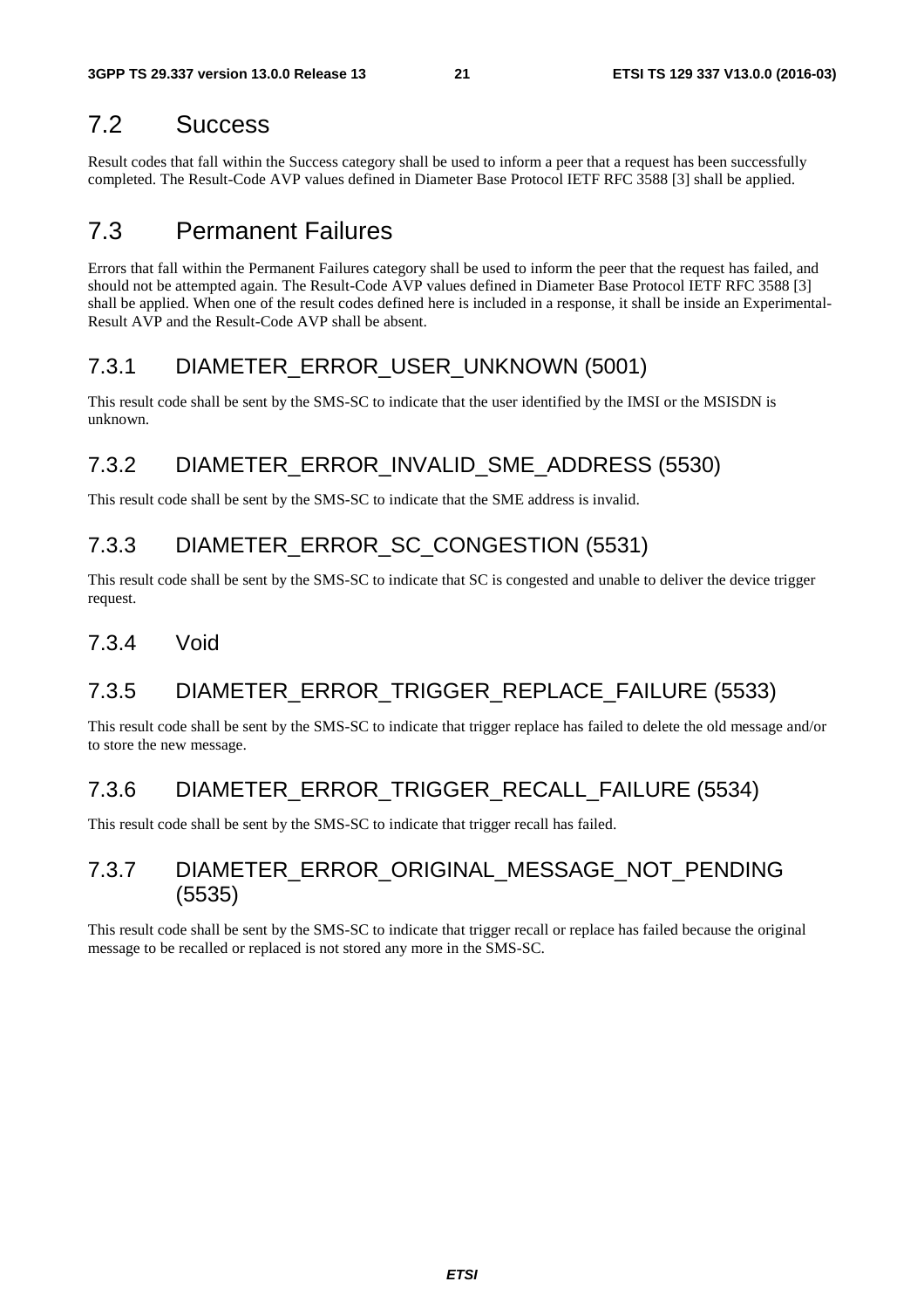## 7.2 Success

Result codes that fall within the Success category shall be used to inform a peer that a request has been successfully completed. The Result-Code AVP values defined in Diameter Base Protocol IETF RFC 3588 [3] shall be applied.

## 7.3 Permanent Failures

Errors that fall within the Permanent Failures category shall be used to inform the peer that the request has failed, and should not be attempted again. The Result-Code AVP values defined in Diameter Base Protocol IETF RFC 3588 [3] shall be applied. When one of the result codes defined here is included in a response, it shall be inside an Experimental-Result AVP and the Result-Code AVP shall be absent.

### 7.3.1 DIAMETER_ERROR_USER_UNKNOWN (5001)

This result code shall be sent by the SMS-SC to indicate that the user identified by the IMSI or the MSISDN is unknown.

### 7.3.2 DIAMETER_ERROR_INVALID_SME_ADDRESS (5530)

This result code shall be sent by the SMS-SC to indicate that the SME address is invalid.

### 7.3.3 DIAMETER_ERROR_SC_CONGESTION (5531)

This result code shall be sent by the SMS-SC to indicate that SC is congested and unable to deliver the device trigger request.

### 7.3.4 Void

### 7.3.5 DIAMETER_ERROR_TRIGGER_REPLACE_FAILURE (5533)

This result code shall be sent by the SMS-SC to indicate that trigger replace has failed to delete the old message and/or to store the new message.

### 7.3.6 DIAMETER_ERROR_TRIGGER_RECALL_FAILURE (5534)

This result code shall be sent by the SMS-SC to indicate that trigger recall has failed.

### 7.3.7 DIAMETER_ERROR_ORIGINAL_MESSAGE_NOT_PENDING (5535)

This result code shall be sent by the SMS-SC to indicate that trigger recall or replace has failed because the original message to be recalled or replaced is not stored any more in the SMS-SC.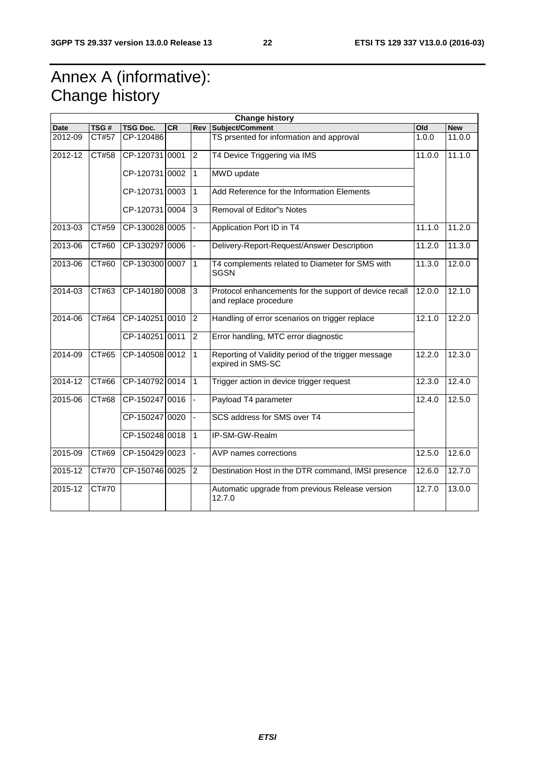# Annex A (informative): Change history

| Change history | | | | | | | |
|---|---|---|---|---|---|---|---|
| **Date** | **TSG #** | **TSG Doc.** | **CR** | **Rev** | **Subject/Comment** | **Old** | **New** |
| 2012-09 | CT#57 | CP-120486 | | | TS prsented for information and approval | 1.0.0 | 11.0.0 |
| 2012-12 | CT#58 | CP-120731 | 0001 | 2 | T4 Device Triggering via IMS | 11.0.0 | 11.1.0 |
| | | CP-120731 | 0002 | 1 | MWD update | | |
| | | CP-120731 | 0003 | 1 | Add Reference for the Information Elements | | |
| | | CP-120731 | 0004 | 3 | Removal of Editor"s Notes | | |
| 2013-03 | CT#59 | CP-130028 | 0005 | - | Application Port ID in T4 | 11.1.0 | 11.2.0 |
| 2013-06 | CT#60 | CP-130297 | 0006 | - | Delivery-Report-Request/Answer Description | 11.2.0 | 11.3.0 |
| 2013-06 | CT#60 | CP-130300 | 0007 | 1 | T4 complements related to Diameter for SMS with SGSN | 11.3.0 | 12.0.0 |
| 2014-03 | CT#63 | CP-140180 | 0008 | 3 | Protocol enhancements for the support of device recall and replace procedure | 12.0.0 | 12.1.0 |
| 2014-06 | CT#64 | CP-140251 | 0010 | 2 | Handling of error scenarios on trigger replace | 12.1.0 | 12.2.0 |
| | | CP-140251 | 0011 | 2 | Error handling, MTC error diagnostic | | |
| 2014-09 | CT#65 | CP-140508 | 0012 | 1 | Reporting of Validity period of the trigger message expired in SMS-SC | 12.2.0 | 12.3.0 |
| 2014-12 | CT#66 | CP-140792 | 0014 | 1 | Trigger action in device trigger request | 12.3.0 | 12.4.0 |
| 2015-06 | CT#68 | CP-150247 | 0016 | - | Payload T4 parameter | 12.4.0 | 12.5.0 |
| | | CP-150247 | 0020 | - | SCS address for SMS over T4 | | |
| | | CP-150248 | 0018 | 1 | IP-SM-GW-Realm | | |
| 2015-09 | CT#69 | CP-150429 | 0023 | - | AVP names corrections | 12.5.0 | 12.6.0 |
| 2015-12 | CT#70 | CP-150746 | 0025 | 2 | Destination Host in the DTR command, IMSI presence | 12.6.0 | 12.7.0 |
| 2015-12 | CT#70 | | | | Automatic upgrade from previous Release version 12.7.0 | 12.7.0 | 13.0.0 |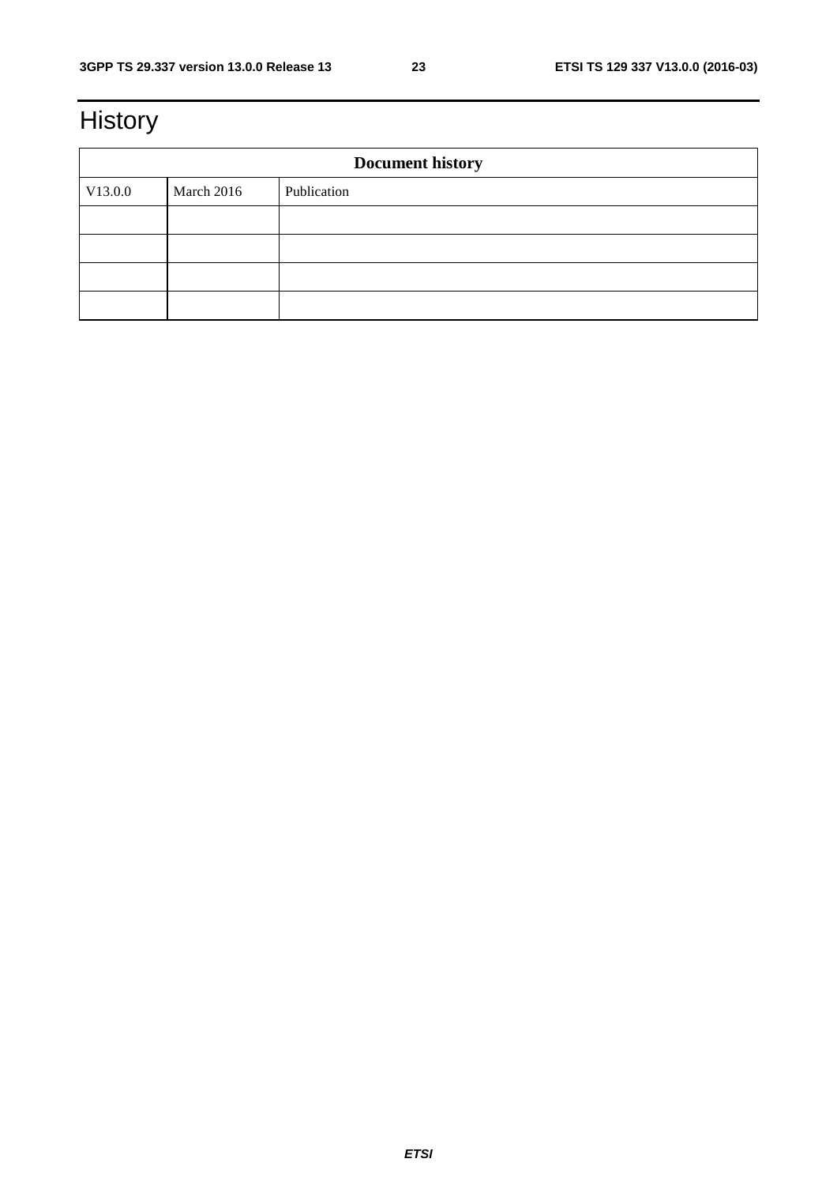# History

| Document history | | |
|---|---|---|
| V13.0.0 | March 2016 | Publication |
| | | |
| | | |
| | | |
| | | |